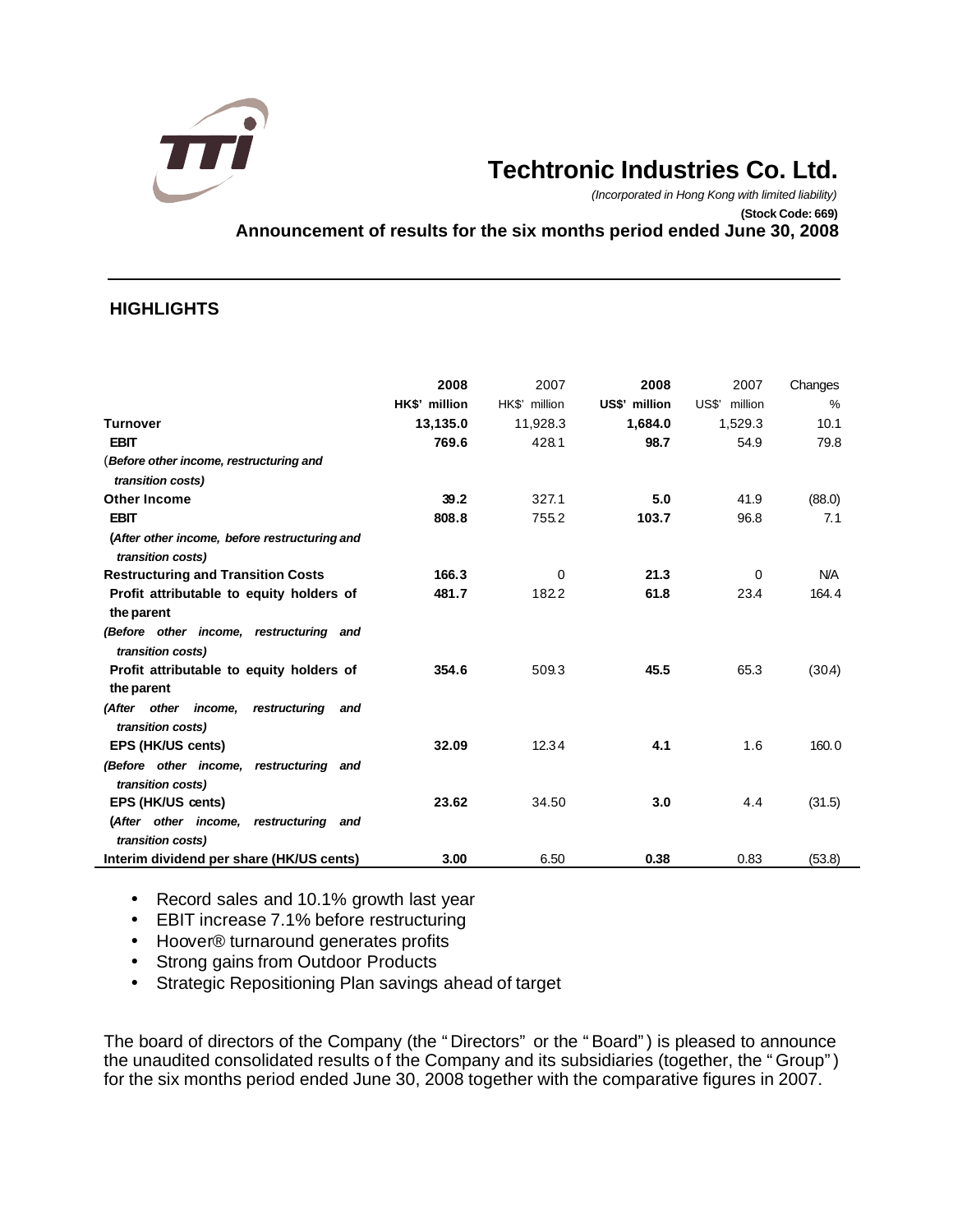# Techtronic Industries Co. Ltd.

*(Incorporated in Hong Kong with limited liability)*

**(Stock Code: 669)**

**Announcement of results for the six months period ended June 30, 2008**

## HIGHLIGHTS

| | 2008 | 2007 | 2008 | 2007 | Changes |
|---|---|---|---|---|---|
| | HK$' million | HK$' million | US$' million | US$' million | % |
| **Turnover** | **13,135.0** | 11,928.3 | **1,684.0** | 1,529.3 | 10.1 |
| **EBIT** (*Before other income, restructuring and transition costs)* | **769.6** | 428.1 | **98.7** | 54.9 | 79.8 |
| **Other Income** | **39.2** | 327.1 | **5.0** | 41.9 | (88.0) |
| **EBIT** (*After other income, before restructuring and transition costs)* | **808.8** | 755.2 | **103.7** | 96.8 | 7.1 |
| **Restructuring and Transition Costs** | **166.3** | 0 | **21.3** | 0 | N/A |
| **Profit attributable to equity holders of the parent** *(Before other income, restructuring and transition costs)* | **481.7** | 182.2 | **61.8** | 23.4 | 164.4 |
| **Profit attributable to equity holders of the parent** *(After other income, restructuring and transition costs)* | **354.6** | 509.3 | **45.5** | 65.3 | (30.4) |
| **EPS (HK/US cents)** *(Before other income, restructuring and transition costs)* | **32.09** | 12.34 | **4.1** | 1.6 | 160.0 |
| **EPS (HK/US cents)** *(After other income, restructuring and transition costs)* | **23.62** | 34.50 | **3.0** | 4.4 | (31.5) |
| **Interim dividend per share (HK/US cents)** | **3.00** | 6.50 | **0.38** | 0.83 | (53.8) |

- Record sales and 10.1% growth last year
- EBIT increase 7.1% before restructuring
- Hoover® turnaround generates profits
- Strong gains from Outdoor Products
- Strategic Repositioning Plan savings ahead of target

The board of directors of the Company (the "Directors" or the "Board") is pleased to announce the unaudited consolidated results of the Company and its subsidiaries (together, the "Group") for the six months period ended June 30, 2008 together with the comparative figures in 2007.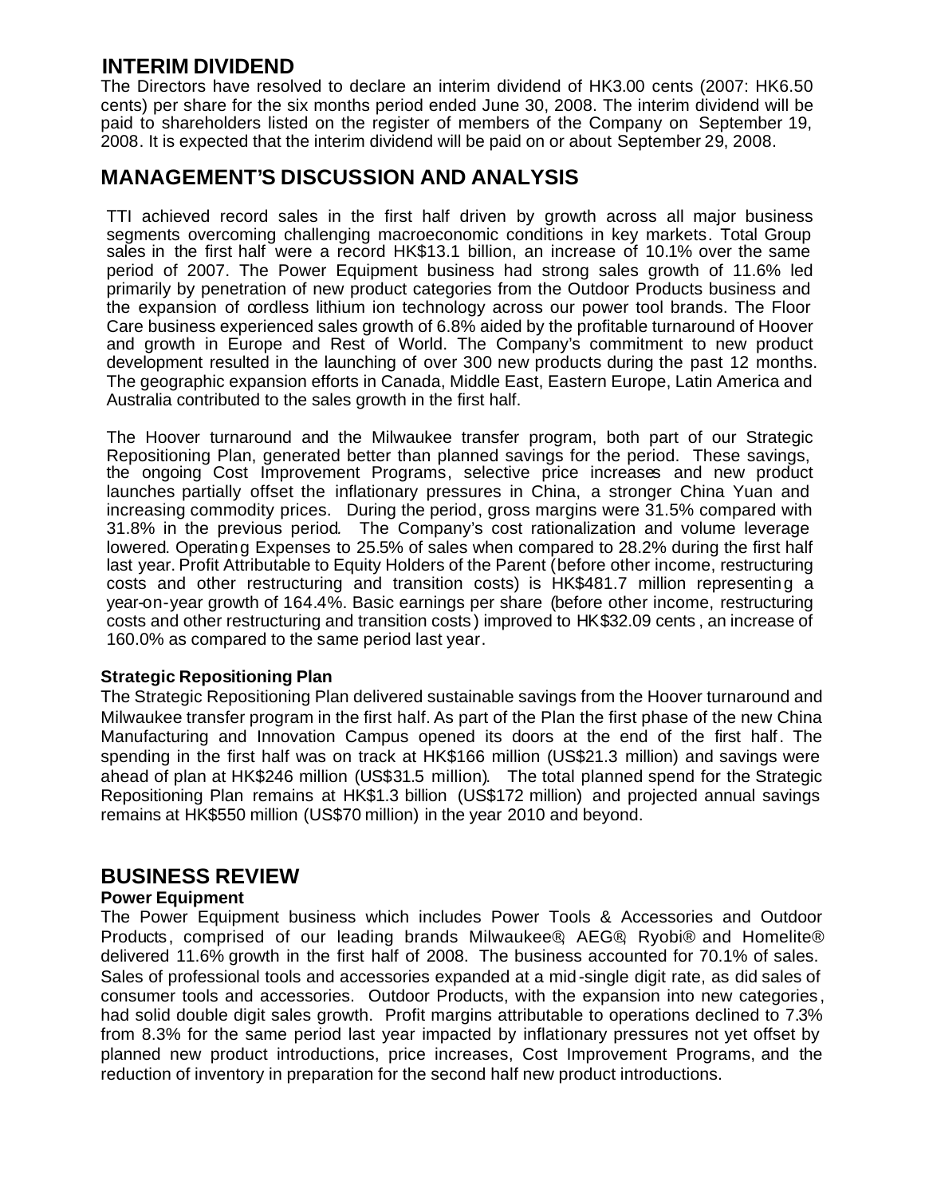## INTERIM DIVIDEND

The Directors have resolved to declare an interim dividend of HK3.00 cents (2007: HK6.50 cents) per share for the six months period ended June 30, 2008. The interim dividend will be paid to shareholders listed on the register of members of the Company on September 19, 2008. It is expected that the interim dividend will be paid on or about September 29, 2008.

## MANAGEMENT'S DISCUSSION AND ANALYSIS

TTI achieved record sales in the first half driven by growth across all major business segments overcoming challenging macroeconomic conditions in key markets. Total Group sales in the first half were a record HK$13.1 billion, an increase of 10.1% over the same period of 2007. The Power Equipment business had strong sales growth of 11.6% led primarily by penetration of new product categories from the Outdoor Products business and the expansion of cordless lithium ion technology across our power tool brands. The Floor Care business experienced sales growth of 6.8% aided by the profitable turnaround of Hoover and growth in Europe and Rest of World. The Company's commitment to new product development resulted in the launching of over 300 new products during the past 12 months. The geographic expansion efforts in Canada, Middle East, Eastern Europe, Latin America and Australia contributed to the sales growth in the first half.

The Hoover turnaround and the Milwaukee transfer program, both part of our Strategic Repositioning Plan, generated better than planned savings for the period. These savings, the ongoing Cost Improvement Programs, selective price increases and new product launches partially offset the inflationary pressures in China, a stronger China Yuan and increasing commodity prices. During the period, gross margins were 31.5% compared with 31.8% in the previous period. The Company's cost rationalization and volume leverage lowered. Operating Expenses to 25.5% of sales when compared to 28.2% during the first half last year. Profit Attributable to Equity Holders of the Parent (before other income, restructuring costs and other restructuring and transition costs) is HK$481.7 million representing a year-on-year growth of 164.4%. Basic earnings per share (before other income, restructuring costs and other restructuring and transition costs) improved to HK$32.09 cents, an increase of 160.0% as compared to the same period last year.

### Strategic Repositioning Plan

The Strategic Repositioning Plan delivered sustainable savings from the Hoover turnaround and Milwaukee transfer program in the first half. As part of the Plan the first phase of the new China Manufacturing and Innovation Campus opened its doors at the end of the first half. The spending in the first half was on track at HK$166 million (US$21.3 million) and savings were ahead of plan at HK$246 million (US$31.5 million). The total planned spend for the Strategic Repositioning Plan remains at HK$1.3 billion (US$172 million) and projected annual savings remains at HK$550 million (US$70 million) in the year 2010 and beyond.

## BUSINESS REVIEW

### Power Equipment

The Power Equipment business which includes Power Tools & Accessories and Outdoor Products, comprised of our leading brands Milwaukee®, AEG®, Ryobi® and Homelite® delivered 11.6% growth in the first half of 2008. The business accounted for 70.1% of sales. Sales of professional tools and accessories expanded at a mid-single digit rate, as did sales of consumer tools and accessories. Outdoor Products, with the expansion into new categories, had solid double digit sales growth. Profit margins attributable to operations declined to 7.3% from 8.3% for the same period last year impacted by inflationary pressures not yet offset by planned new product introductions, price increases, Cost Improvement Programs, and the reduction of inventory in preparation for the second half new product introductions.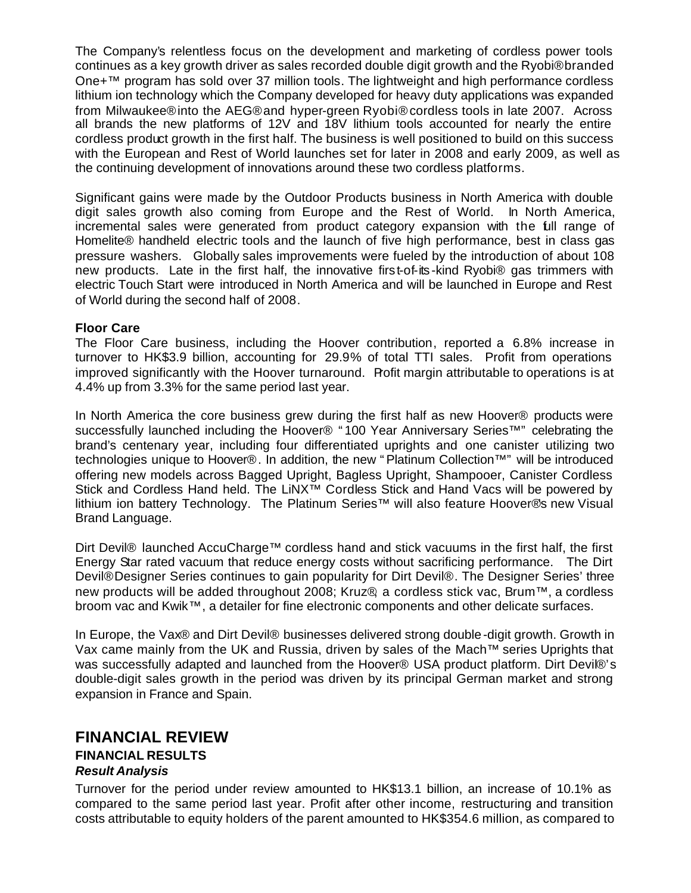The Company's relentless focus on the development and marketing of cordless power tools continues as a key growth driver as sales recorded double digit growth and the Ryobi® branded One+™ program has sold over 37 million tools. The lightweight and high performance cordless lithium ion technology which the Company developed for heavy duty applications was expanded from Milwaukee® into the AEG® and hyper-green Ryobi® cordless tools in late 2007. Across all brands the new platforms of 12V and 18V lithium tools accounted for nearly the entire cordless product growth in the first half. The business is well positioned to build on this success with the European and Rest of World launches set for later in 2008 and early 2009, as well as the continuing development of innovations around these two cordless platforms.

Significant gains were made by the Outdoor Products business in North America with double digit sales growth also coming from Europe and the Rest of World. In North America, incremental sales were generated from product category expansion with the full range of Homelite® handheld electric tools and the launch of five high performance, best in class gas pressure washers. Globally sales improvements were fueled by the introduction of about 108 new products. Late in the first half, the innovative first-of-its-kind Ryobi® gas trimmers with electric Touch Start were introduced in North America and will be launched in Europe and Rest of World during the second half of 2008.

**Floor Care**

The Floor Care business, including the Hoover contribution, reported a 6.8% increase in turnover to HK$3.9 billion, accounting for 29.9% of total TTI sales. Profit from operations improved significantly with the Hoover turnaround. Profit margin attributable to operations is at 4.4% up from 3.3% for the same period last year.

In North America the core business grew during the first half as new Hoover® products were successfully launched including the Hoover® "100 Year Anniversary Series™" celebrating the brand's centenary year, including four differentiated uprights and one canister utilizing two technologies unique to Hoover®. In addition, the new "Platinum Collection™" will be introduced offering new models across Bagged Upright, Bagless Upright, Shampooer, Canister Cordless Stick and Cordless Hand held. The LiNX™ Cordless Stick and Hand Vacs will be powered by lithium ion battery Technology. The Platinum Series™ will also feature Hoover®'s new Visual Brand Language.

Dirt Devil® launched AccuCharge™ cordless hand and stick vacuums in the first half, the first Energy Star rated vacuum that reduce energy costs without sacrificing performance. The Dirt Devil® Designer Series continues to gain popularity for Dirt Devil®. The Designer Series' three new products will be added throughout 2008; Kruz®, a cordless stick vac, Brum™, a cordless broom vac and Kwik™, a detailer for fine electronic components and other delicate surfaces.

In Europe, the Vax® and Dirt Devil® businesses delivered strong double-digit growth. Growth in Vax came mainly from the UK and Russia, driven by sales of the Mach™ series Uprights that was successfully adapted and launched from the Hoover® USA product platform. Dirt Devil®'s double-digit sales growth in the period was driven by its principal German market and strong expansion in France and Spain.

## FINANCIAL REVIEW

### FINANCIAL RESULTS

***Result Analysis***

Turnover for the period under review amounted to HK$13.1 billion, an increase of 10.1% as compared to the same period last year. Profit after other income, restructuring and transition costs attributable to equity holders of the parent amounted to HK$354.6 million, as compared to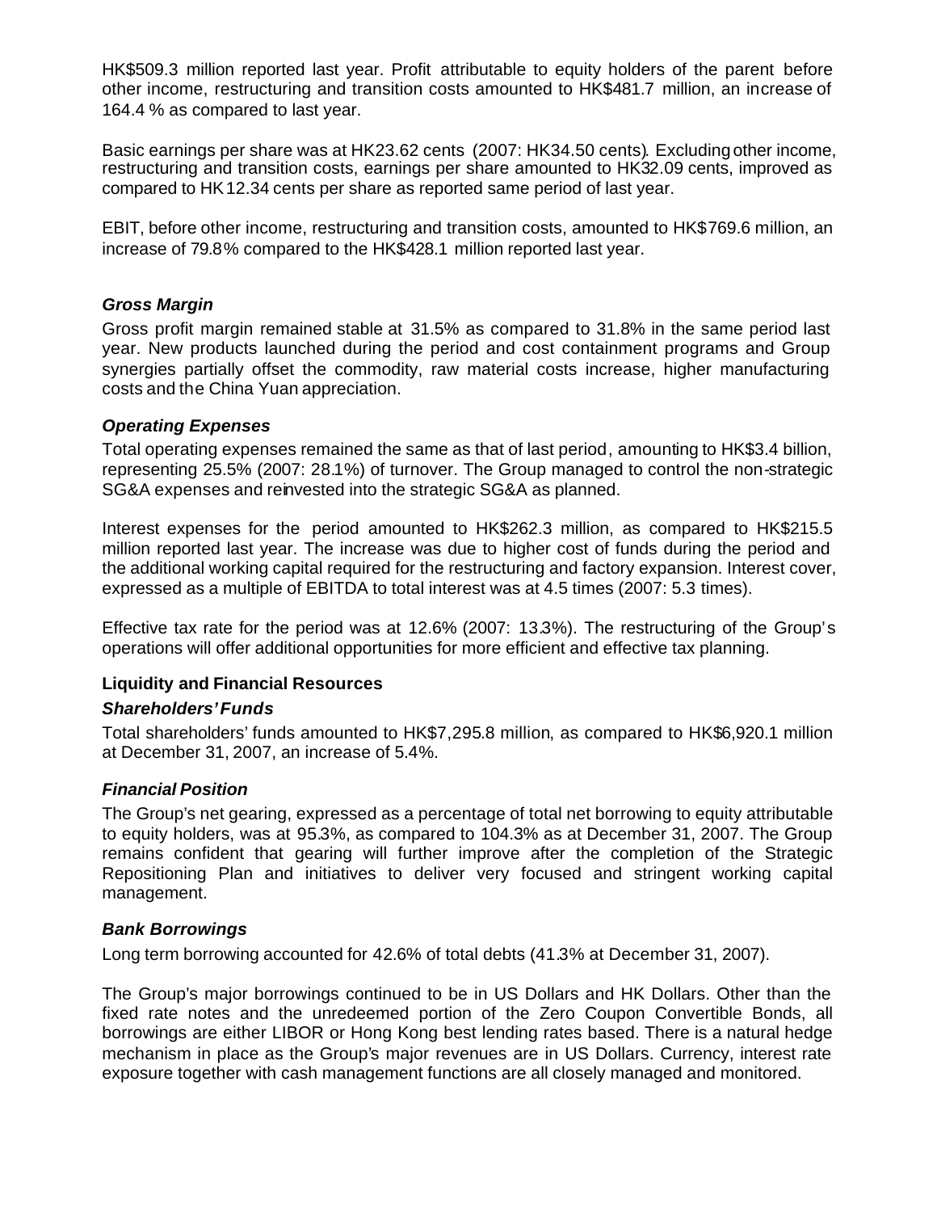HK$509.3 million reported last year. Profit attributable to equity holders of the parent before other income, restructuring and transition costs amounted to HK$481.7 million, an increase of 164.4 % as compared to last year.

Basic earnings per share was at HK23.62 cents (2007: HK34.50 cents). Excluding other income, restructuring and transition costs, earnings per share amounted to HK32.09 cents, improved as compared to HK12.34 cents per share as reported same period of last year.

EBIT, before other income, restructuring and transition costs, amounted to HK$769.6 million, an increase of 79.8% compared to the HK$428.1 million reported last year.

***Gross Margin***

Gross profit margin remained stable at 31.5% as compared to 31.8% in the same period last year. New products launched during the period and cost containment programs and Group synergies partially offset the commodity, raw material costs increase, higher manufacturing costs and the China Yuan appreciation.

***Operating Expenses***

Total operating expenses remained the same as that of last period, amounting to HK$3.4 billion, representing 25.5% (2007: 28.1%) of turnover. The Group managed to control the non-strategic SG&A expenses and reinvested into the strategic SG&A as planned.

Interest expenses for the period amounted to HK$262.3 million, as compared to HK$215.5 million reported last year. The increase was due to higher cost of funds during the period and the additional working capital required for the restructuring and factory expansion. Interest cover, expressed as a multiple of EBITDA to total interest was at 4.5 times (2007: 5.3 times).

Effective tax rate for the period was at 12.6% (2007: 13.3%). The restructuring of the Group's operations will offer additional opportunities for more efficient and effective tax planning.

**Liquidity and Financial Resources**

***Shareholders' Funds***

Total shareholders' funds amounted to HK$7,295.8 million, as compared to HK$6,920.1 million at December 31, 2007, an increase of 5.4%.

***Financial Position***

The Group's net gearing, expressed as a percentage of total net borrowing to equity attributable to equity holders, was at 95.3%, as compared to 104.3% as at December 31, 2007. The Group remains confident that gearing will further improve after the completion of the Strategic Repositioning Plan and initiatives to deliver very focused and stringent working capital management.

***Bank Borrowings***

Long term borrowing accounted for 42.6% of total debts (41.3% at December 31, 2007).

The Group's major borrowings continued to be in US Dollars and HK Dollars. Other than the fixed rate notes and the unredeemed portion of the Zero Coupon Convertible Bonds, all borrowings are either LIBOR or Hong Kong best lending rates based. There is a natural hedge mechanism in place as the Group's major revenues are in US Dollars. Currency, interest rate exposure together with cash management functions are all closely managed and monitored.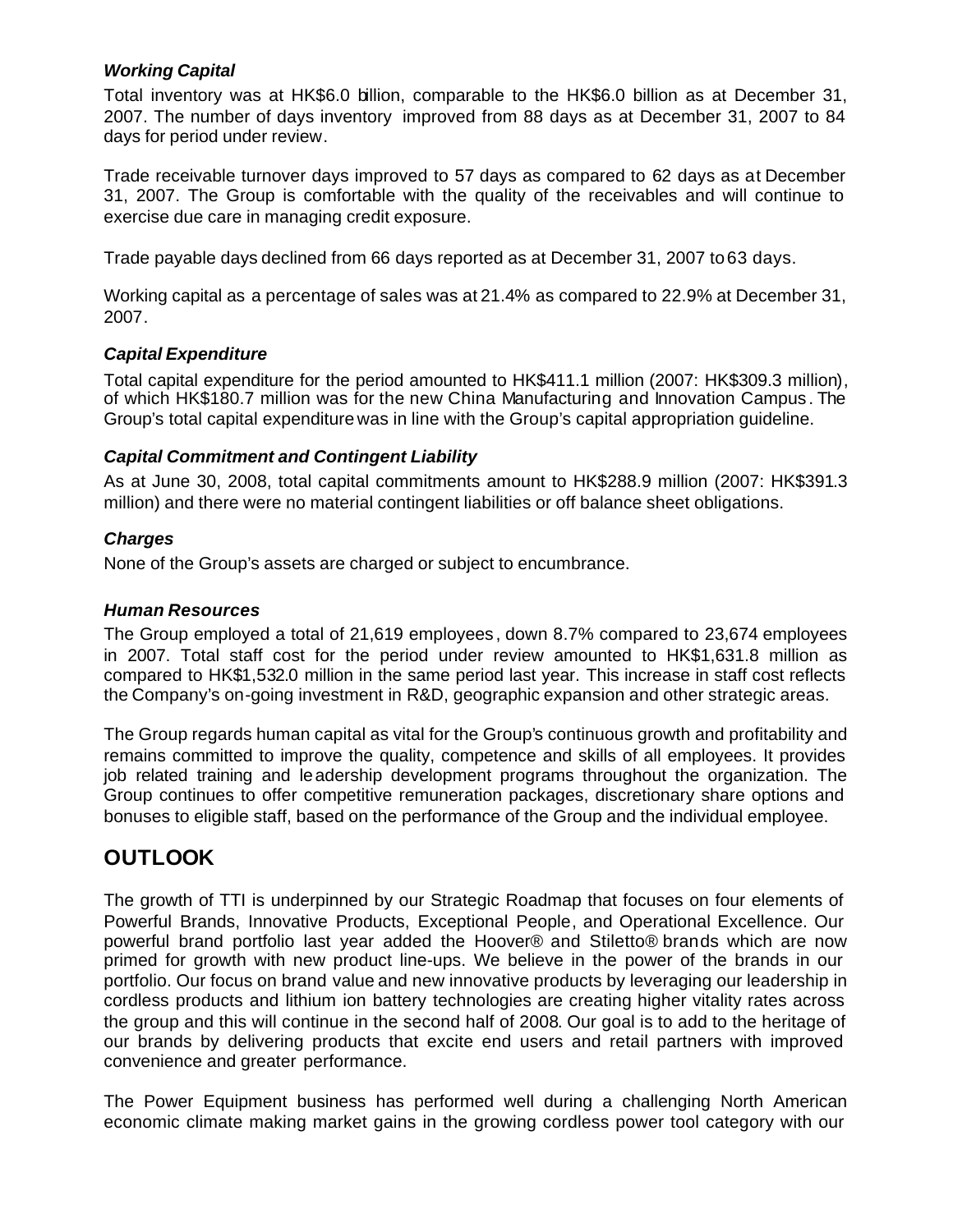### *Working Capital*

Total inventory was at HK$6.0 billion, comparable to the HK$6.0 billion as at December 31, 2007. The number of days inventory improved from 88 days as at December 31, 2007 to 84 days for period under review.

Trade receivable turnover days improved to 57 days as compared to 62 days as at December 31, 2007. The Group is comfortable with the quality of the receivables and will continue to exercise due care in managing credit exposure.

Trade payable days declined from 66 days reported as at December 31, 2007 to 63 days.

Working capital as a percentage of sales was at 21.4% as compared to 22.9% at December 31, 2007.

### *Capital Expenditure*

Total capital expenditure for the period amounted to HK$411.1 million (2007: HK$309.3 million), of which HK$180.7 million was for the new China Manufacturing and Innovation Campus. The Group's total capital expenditure was in line with the Group's capital appropriation guideline.

### *Capital Commitment and Contingent Liability*

As at June 30, 2008, total capital commitments amount to HK$288.9 million (2007: HK$391.3 million) and there were no material contingent liabilities or off balance sheet obligations.

### *Charges*

None of the Group's assets are charged or subject to encumbrance.

### *Human Resources*

The Group employed a total of 21,619 employees, down 8.7% compared to 23,674 employees in 2007. Total staff cost for the period under review amounted to HK$1,631.8 million as compared to HK$1,532.0 million in the same period last year. This increase in staff cost reflects the Company's on-going investment in R&D, geographic expansion and other strategic areas.

The Group regards human capital as vital for the Group's continuous growth and profitability and remains committed to improve the quality, competence and skills of all employees. It provides job related training and leadership development programs throughout the organization. The Group continues to offer competitive remuneration packages, discretionary share options and bonuses to eligible staff, based on the performance of the Group and the individual employee.

## OUTLOOK

The growth of TTI is underpinned by our Strategic Roadmap that focuses on four elements of Powerful Brands, Innovative Products, Exceptional People, and Operational Excellence. Our powerful brand portfolio last year added the Hoover® and Stiletto® brands which are now primed for growth with new product line-ups. We believe in the power of the brands in our portfolio. Our focus on brand value and new innovative products by leveraging our leadership in cordless products and lithium ion battery technologies are creating higher vitality rates across the group and this will continue in the second half of 2008. Our goal is to add to the heritage of our brands by delivering products that excite end users and retail partners with improved convenience and greater performance.

The Power Equipment business has performed well during a challenging North American economic climate making market gains in the growing cordless power tool category with our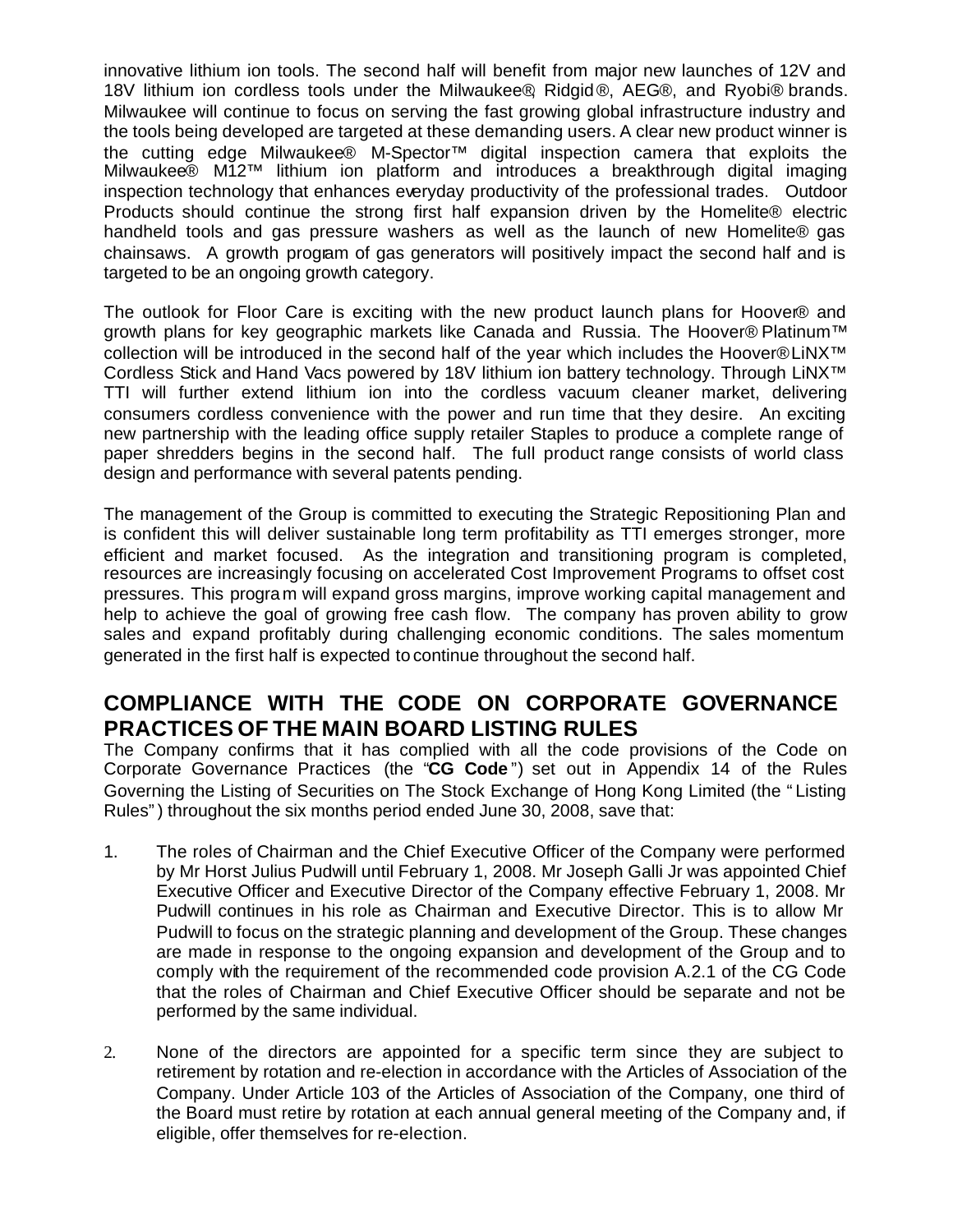innovative lithium ion tools. The second half will benefit from major new launches of 12V and 18V lithium ion cordless tools under the Milwaukee®, Ridgid®, AEG®, and Ryobi® brands. Milwaukee will continue to focus on serving the fast growing global infrastructure industry and the tools being developed are targeted at these demanding users. A clear new product winner is the cutting edge Milwaukee® M-Spector™ digital inspection camera that exploits the Milwaukee® M12™ lithium ion platform and introduces a breakthrough digital imaging inspection technology that enhances everyday productivity of the professional trades. Outdoor Products should continue the strong first half expansion driven by the Homelite® electric handheld tools and gas pressure washers as well as the launch of new Homelite® gas chainsaws. A growth program of gas generators will positively impact the second half and is targeted to be an ongoing growth category.

The outlook for Floor Care is exciting with the new product launch plans for Hoover® and growth plans for key geographic markets like Canada and Russia. The Hoover® Platinum™ collection will be introduced in the second half of the year which includes the Hoover® LiNX™ Cordless Stick and Hand Vacs powered by 18V lithium ion battery technology. Through LiNX™ TTI will further extend lithium ion into the cordless vacuum cleaner market, delivering consumers cordless convenience with the power and run time that they desire. An exciting new partnership with the leading office supply retailer Staples to produce a complete range of paper shredders begins in the second half. The full product range consists of world class design and performance with several patents pending.

The management of the Group is committed to executing the Strategic Repositioning Plan and is confident this will deliver sustainable long term profitability as TTI emerges stronger, more efficient and market focused. As the integration and transitioning program is completed, resources are increasingly focusing on accelerated Cost Improvement Programs to offset cost pressures. This program will expand gross margins, improve working capital management and help to achieve the goal of growing free cash flow. The company has proven ability to grow sales and expand profitably during challenging economic conditions. The sales momentum generated in the first half is expected to continue throughout the second half.

## COMPLIANCE WITH THE CODE ON CORPORATE GOVERNANCE PRACTICES OF THE MAIN BOARD LISTING RULES

The Company confirms that it has complied with all the code provisions of the Code on Corporate Governance Practices (the "**CG Code**") set out in Appendix 14 of the Rules Governing the Listing of Securities on The Stock Exchange of Hong Kong Limited (the "Listing Rules") throughout the six months period ended June 30, 2008, save that:

1. The roles of Chairman and the Chief Executive Officer of the Company were performed by Mr Horst Julius Pudwill until February 1, 2008. Mr Joseph Galli Jr was appointed Chief Executive Officer and Executive Director of the Company effective February 1, 2008. Mr Pudwill continues in his role as Chairman and Executive Director. This is to allow Mr Pudwill to focus on the strategic planning and development of the Group. These changes are made in response to the ongoing expansion and development of the Group and to comply with the requirement of the recommended code provision A.2.1 of the CG Code that the roles of Chairman and Chief Executive Officer should be separate and not be performed by the same individual.

2. None of the directors are appointed for a specific term since they are subject to retirement by rotation and re-election in accordance with the Articles of Association of the Company. Under Article 103 of the Articles of Association of the Company, one third of the Board must retire by rotation at each annual general meeting of the Company and, if eligible, offer themselves for re-election.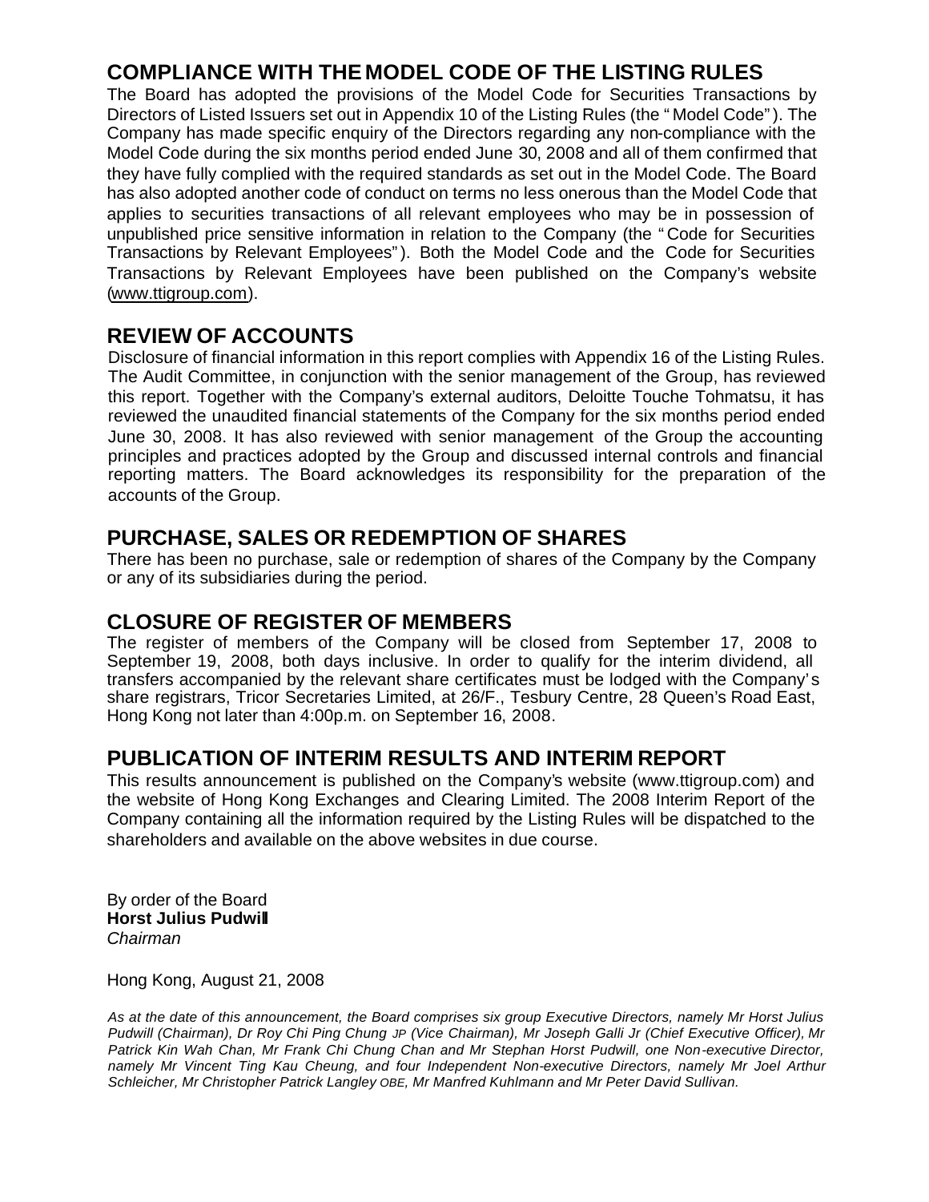## COMPLIANCE WITH THE MODEL CODE OF THE LISTING RULES

The Board has adopted the provisions of the Model Code for Securities Transactions by Directors of Listed Issuers set out in Appendix 10 of the Listing Rules (the "Model Code"). The Company has made specific enquiry of the Directors regarding any non-compliance with the Model Code during the six months period ended June 30, 2008 and all of them confirmed that they have fully complied with the required standards as set out in the Model Code. The Board has also adopted another code of conduct on terms no less onerous than the Model Code that applies to securities transactions of all relevant employees who may be in possession of unpublished price sensitive information in relation to the Company (the "Code for Securities Transactions by Relevant Employees"). Both the Model Code and the Code for Securities Transactions by Relevant Employees have been published on the Company's website (www.ttigroup.com).

## REVIEW OF ACCOUNTS

Disclosure of financial information in this report complies with Appendix 16 of the Listing Rules. The Audit Committee, in conjunction with the senior management of the Group, has reviewed this report. Together with the Company's external auditors, Deloitte Touche Tohmatsu, it has reviewed the unaudited financial statements of the Company for the six months period ended June 30, 2008. It has also reviewed with senior management of the Group the accounting principles and practices adopted by the Group and discussed internal controls and financial reporting matters. The Board acknowledges its responsibility for the preparation of the accounts of the Group.

## PURCHASE, SALES OR REDEMPTION OF SHARES

There has been no purchase, sale or redemption of shares of the Company by the Company or any of its subsidiaries during the period.

## CLOSURE OF REGISTER OF MEMBERS

The register of members of the Company will be closed from September 17, 2008 to September 19, 2008, both days inclusive. In order to qualify for the interim dividend, all transfers accompanied by the relevant share certificates must be lodged with the Company's share registrars, Tricor Secretaries Limited, at 26/F., Tesbury Centre, 28 Queen's Road East, Hong Kong not later than 4:00p.m. on September 16, 2008.

## PUBLICATION OF INTERIM RESULTS AND INTERIM REPORT

This results announcement is published on the Company's website (www.ttigroup.com) and the website of Hong Kong Exchanges and Clearing Limited. The 2008 Interim Report of the Company containing all the information required by the Listing Rules will be dispatched to the shareholders and available on the above websites in due course.

By order of the Board
**Horst Julius Pudwill**
*Chairman*

Hong Kong, August 21, 2008

*As at the date of this announcement, the Board comprises six group Executive Directors, namely Mr Horst Julius Pudwill (Chairman), Dr Roy Chi Ping Chung JP (Vice Chairman), Mr Joseph Galli Jr (Chief Executive Officer), Mr Patrick Kin Wah Chan, Mr Frank Chi Chung Chan and Mr Stephan Horst Pudwill, one Non-executive Director, namely Mr Vincent Ting Kau Cheung, and four Independent Non-executive Directors, namely Mr Joel Arthur Schleicher, Mr Christopher Patrick Langley OBE, Mr Manfred Kuhlmann and Mr Peter David Sullivan.*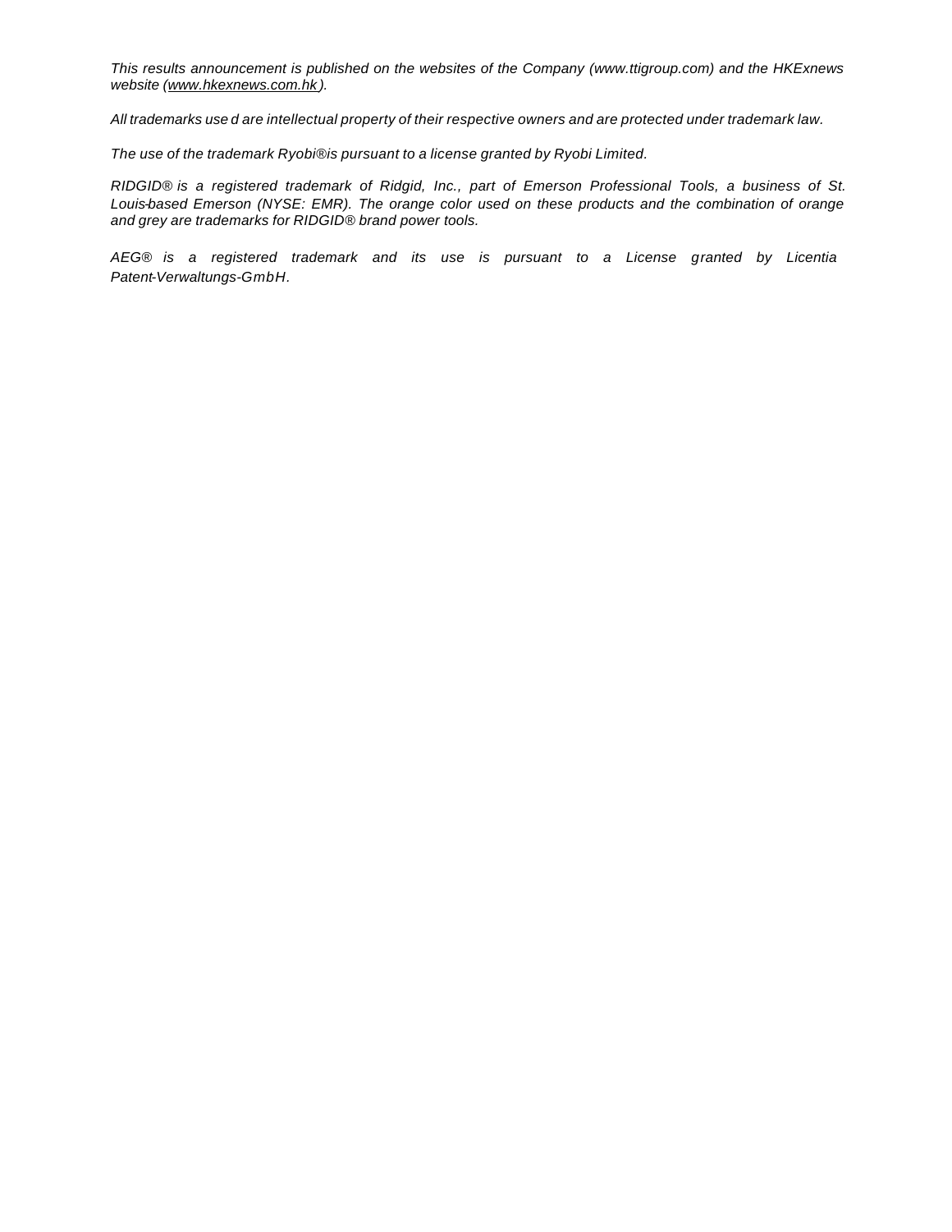*This results announcement is published on the websites of the Company (www.ttigroup.com) and the HKExnews website (www.hkexnews.com.hk).*

*All trademarks used are intellectual property of their respective owners and are protected under trademark law.*

*The use of the trademark Ryobi®is pursuant to a license granted by Ryobi Limited.*

*RIDGID® is a registered trademark of Ridgid, Inc., part of Emerson Professional Tools, a business of St. Louis-based Emerson (NYSE: EMR). The orange color used on these products and the combination of orange and grey are trademarks for RIDGID® brand power tools.*

*AEG® is a registered trademark and its use is pursuant to a License granted by Licentia Patent-Verwaltungs-GmbH.*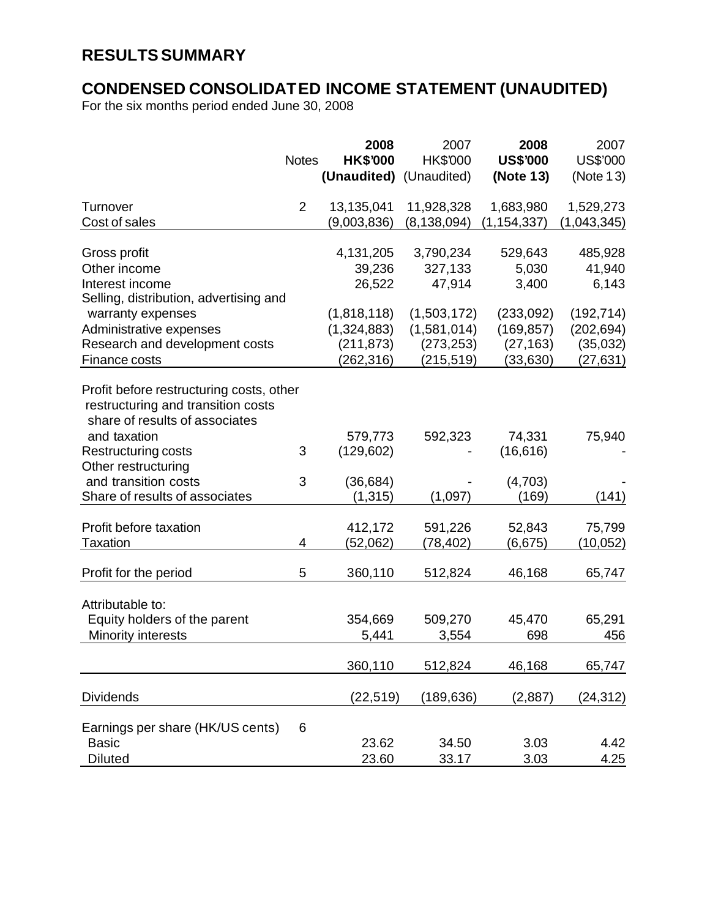# RESULTS SUMMARY

## CONDENSED CONSOLIDATED INCOME STATEMENT (UNAUDITED)

For the six months period ended June 30, 2008

| | Notes | **2008 HK$'000 (Unaudited)** | 2007 HK$'000 (Unaudited) | **2008 US$'000 (Note 13)** | 2007 US$'000 (Note 13) |
|---|---|---|---|---|---|
| Turnover | 2 | 13,135,041 | 11,928,328 | 1,683,980 | 1,529,273 |
| Cost of sales | | (9,003,836) | (8,138,094) | (1,154,337) | (1,043,345) |
| Gross profit | | 4,131,205 | 3,790,234 | 529,643 | 485,928 |
| Other income | | 39,236 | 327,133 | 5,030 | 41,940 |
| Interest income | | 26,522 | 47,914 | 3,400 | 6,143 |
| Selling, distribution, advertising and warranty expenses | | (1,818,118) | (1,503,172) | (233,092) | (192,714) |
| Administrative expenses | | (1,324,883) | (1,581,014) | (169,857) | (202,694) |
| Research and development costs | | (211,873) | (273,253) | (27,163) | (35,032) |
| Finance costs | | (262,316) | (215,519) | (33,630) | (27,631) |
| Profit before restructuring costs, other restructuring and transition costs share of results of associates and taxation | | 579,773 | 592,323 | 74,331 | 75,940 |
| Restructuring costs | 3 | (129,602) | - | (16,616) | - |
| Other restructuring and transition costs | 3 | (36,684) | - | (4,703) | - |
| Share of results of associates | | (1,315) | (1,097) | (169) | (141) |
| Profit before taxation | | 412,172 | 591,226 | 52,843 | 75,799 |
| Taxation | 4 | (52,062) | (78,402) | (6,675) | (10,052) |
| Profit for the period | 5 | 360,110 | 512,824 | 46,168 | 65,747 |
| Attributable to: | | | | | |
| Equity holders of the parent | | 354,669 | 509,270 | 45,470 | 65,291 |
| Minority interests | | 5,441 | 3,554 | 698 | 456 |
| | | 360,110 | 512,824 | 46,168 | 65,747 |
| Dividends | | (22,519) | (189,636) | (2,887) | (24,312) |
| Earnings per share (HK/US cents) | 6 | | | | |
| Basic | | 23.62 | 34.50 | 3.03 | 4.42 |
| Diluted | | 23.60 | 33.17 | 3.03 | 4.25 |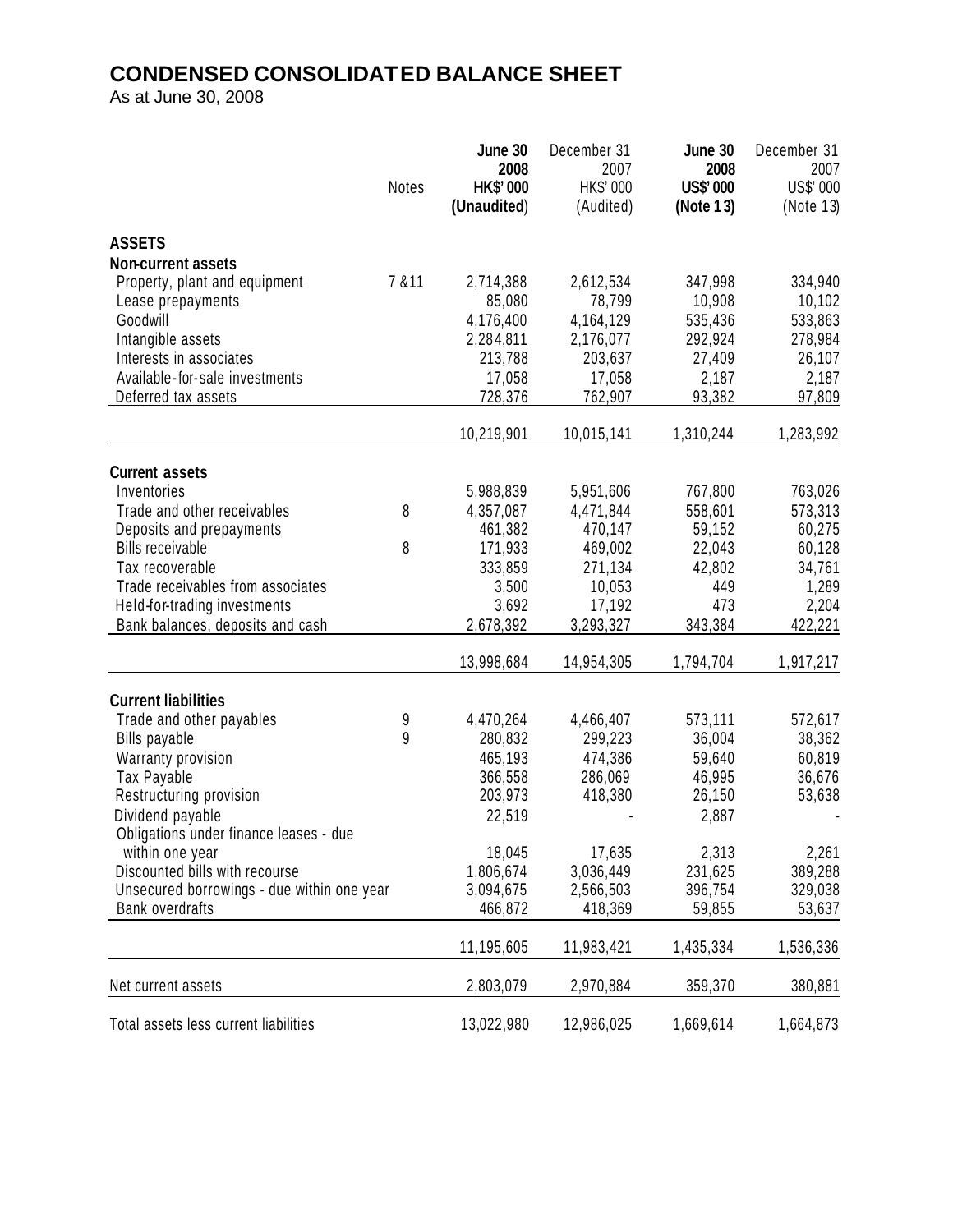# CONDENSED CONSOLIDATED BALANCE SHEET

As at June 30, 2008

| | Notes | **June 30 2008 HK$'000 (Unaudited)** | December 31 2007 HK$'000 (Audited) | **June 30 2008 US$'000 (Note 13)** | December 31 2007 US$'000 (Note 13) |
|---|---|---|---|---|---|
| **ASSETS** | | | | | |
| **Non-current assets** | | | | | |
| Property, plant and equipment | 7 &11 | 2,714,388 | 2,612,534 | 347,998 | 334,940 |
| Lease prepayments | | 85,080 | 78,799 | 10,908 | 10,102 |
| Goodwill | | 4,176,400 | 4,164,129 | 535,436 | 533,863 |
| Intangible assets | | 2,284,811 | 2,176,077 | 292,924 | 278,984 |
| Interests in associates | | 213,788 | 203,637 | 27,409 | 26,107 |
| Available-for-sale investments | | 17,058 | 17,058 | 2,187 | 2,187 |
| Deferred tax assets | | 728,376 | 762,907 | 93,382 | 97,809 |
| | | 10,219,901 | 10,015,141 | 1,310,244 | 1,283,992 |
| **Current assets** | | | | | |
| Inventories | | 5,988,839 | 5,951,606 | 767,800 | 763,026 |
| Trade and other receivables | 8 | 4,357,087 | 4,471,844 | 558,601 | 573,313 |
| Deposits and prepayments | | 461,382 | 470,147 | 59,152 | 60,275 |
| Bills receivable | 8 | 171,933 | 469,002 | 22,043 | 60,128 |
| Tax recoverable | | 333,859 | 271,134 | 42,802 | 34,761 |
| Trade receivables from associates | | 3,500 | 10,053 | 449 | 1,289 |
| Held-for-trading investments | | 3,692 | 17,192 | 473 | 2,204 |
| Bank balances, deposits and cash | | 2,678,392 | 3,293,327 | 343,384 | 422,221 |
| | | 13,998,684 | 14,954,305 | 1,794,704 | 1,917,217 |
| **Current liabilities** | | | | | |
| Trade and other payables | 9 | 4,470,264 | 4,466,407 | 573,111 | 572,617 |
| Bills payable | 9 | 280,832 | 299,223 | 36,004 | 38,362 |
| Warranty provision | | 465,193 | 474,386 | 59,640 | 60,819 |
| Tax Payable | | 366,558 | 286,069 | 46,995 | 36,676 |
| Restructuring provision | | 203,973 | 418,380 | 26,150 | 53,638 |
| Dividend payable | | 22,519 | - | 2,887 | - |
| Obligations under finance leases - due within one year | | 18,045 | 17,635 | 2,313 | 2,261 |
| Discounted bills with recourse | | 1,806,674 | 3,036,449 | 231,625 | 389,288 |
| Unsecured borrowings - due within one year | | 3,094,675 | 2,566,503 | 396,754 | 329,038 |
| Bank overdrafts | | 466,872 | 418,369 | 59,855 | 53,637 |
| | | 11,195,605 | 11,983,421 | 1,435,334 | 1,536,336 |
| Net current assets | | 2,803,079 | 2,970,884 | 359,370 | 380,881 |
| Total assets less current liabilities | | 13,022,980 | 12,986,025 | 1,669,614 | 1,664,873 |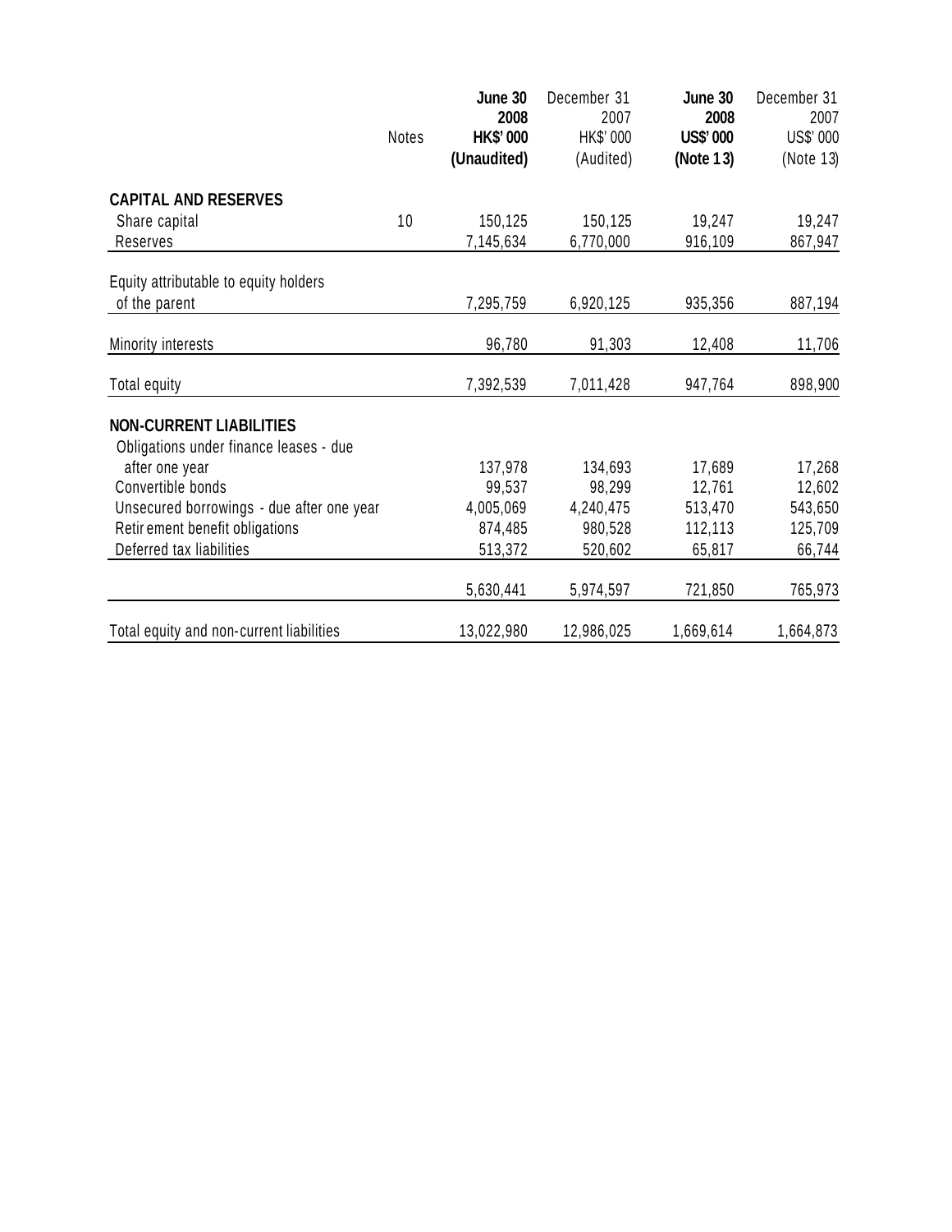| | Notes | June 30 2008 HK$'000 (Unaudited) | December 31 2007 HK$'000 (Audited) | June 30 2008 US$'000 (Note 13) | December 31 2007 US$'000 (Note 13) |
|---|---|---|---|---|---|
| **CAPITAL AND RESERVES** | | | | | |
| Share capital | 10 | 150,125 | 150,125 | 19,247 | 19,247 |
| Reserves | | 7,145,634 | 6,770,000 | 916,109 | 867,947 |
| Equity attributable to equity holders of the parent | | 7,295,759 | 6,920,125 | 935,356 | 887,194 |
| Minority interests | | 96,780 | 91,303 | 12,408 | 11,706 |
| Total equity | | 7,392,539 | 7,011,428 | 947,764 | 898,900 |
| **NON-CURRENT LIABILITIES** | | | | | |
| Obligations under finance leases - due after one year | | 137,978 | 134,693 | 17,689 | 17,268 |
| Convertible bonds | | 99,537 | 98,299 | 12,761 | 12,602 |
| Unsecured borrowings - due after one year | | 4,005,069 | 4,240,475 | 513,470 | 543,650 |
| Retirement benefit obligations | | 874,485 | 980,528 | 112,113 | 125,709 |
| Deferred tax liabilities | | 513,372 | 520,602 | 65,817 | 66,744 |
| | | 5,630,441 | 5,974,597 | 721,850 | 765,973 |
| Total equity and non-current liabilities | | 13,022,980 | 12,986,025 | 1,669,614 | 1,664,873 |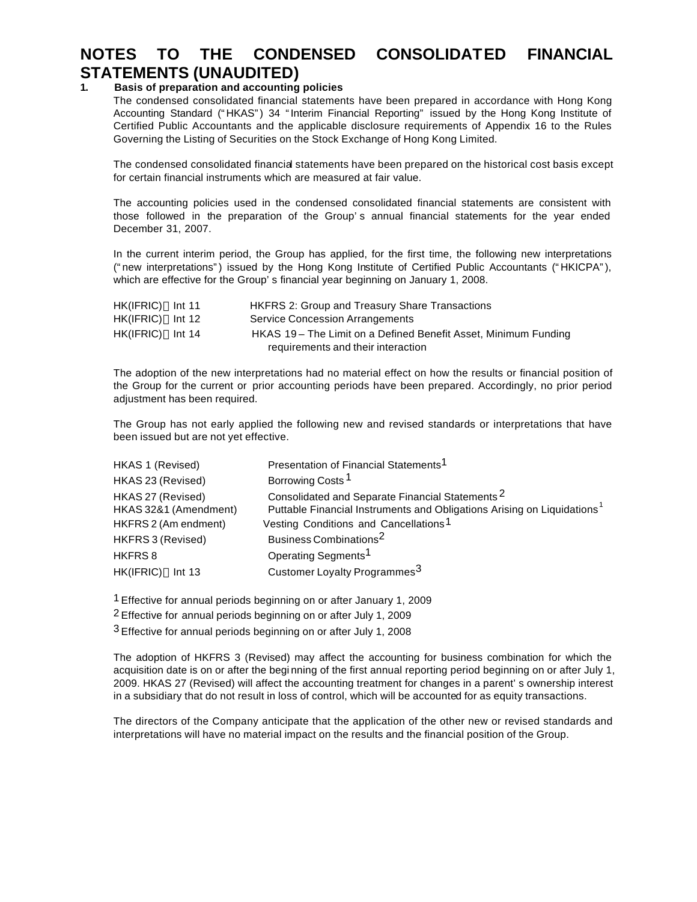# NOTES TO THE CONDENSED CONSOLIDATED FINANCIAL STATEMENTS (UNAUDITED)

## 1. Basis of preparation and accounting policies

The condensed consolidated financial statements have been prepared in accordance with Hong Kong Accounting Standard ("HKAS") 34 "Interim Financial Reporting" issued by the Hong Kong Institute of Certified Public Accountants and the applicable disclosure requirements of Appendix 16 to the Rules Governing the Listing of Securities on the Stock Exchange of Hong Kong Limited.

The condensed consolidated financial statements have been prepared on the historical cost basis except for certain financial instruments which are measured at fair value.

The accounting policies used in the condensed consolidated financial statements are consistent with those followed in the preparation of the Group's annual financial statements for the year ended December 31, 2007.

In the current interim period, the Group has applied, for the first time, the following new interpretations ("new interpretations") issued by the Hong Kong Institute of Certified Public Accountants ("HKICPA"), which are effective for the Group's financial year beginning on January 1, 2008.

| | |
|---|---|
| HK(IFRIC) Int 11 | HKFRS 2: Group and Treasury Share Transactions |
| HK(IFRIC) Int 12 | Service Concession Arrangements |
| HK(IFRIC) Int 14 | HKAS 19 – The Limit on a Defined Benefit Asset, Minimum Funding requirements and their interaction |

The adoption of the new interpretations had no material effect on how the results or financial position of the Group for the current or prior accounting periods have been prepared. Accordingly, no prior period adjustment has been required.

The Group has not early applied the following new and revised standards or interpretations that have been issued but are not yet effective.

| | |
|---|---|
| HKAS 1 (Revised) | Presentation of Financial Statements[1] |
| HKAS 23 (Revised) | Borrowing Costs[1] |
| HKAS 27 (Revised) | Consolidated and Separate Financial Statements[2] |
| HKAS 32&1 (Amendment) | Puttable Financial Instruments and Obligations Arising on Liquidations[1] |
| HKFRS 2 (Amendment) | Vesting Conditions and Cancellations[1] |
| HKFRS 3 (Revised) | Business Combinations[2] |
| HKFRS 8 | Operating Segments[1] |
| HK(IFRIC) Int 13 | Customer Loyalty Programmes[3] |

[1] Effective for annual periods beginning on or after January 1, 2009

[2] Effective for annual periods beginning on or after July 1, 2009

[3] Effective for annual periods beginning on or after July 1, 2008

The adoption of HKFRS 3 (Revised) may affect the accounting for business combination for which the acquisition date is on or after the beginning of the first annual reporting period beginning on or after July 1, 2009. HKAS 27 (Revised) will affect the accounting treatment for changes in a parent's ownership interest in a subsidiary that do not result in loss of control, which will be accounted for as equity transactions.

The directors of the Company anticipate that the application of the other new or revised standards and interpretations will have no material impact on the results and the financial position of the Group.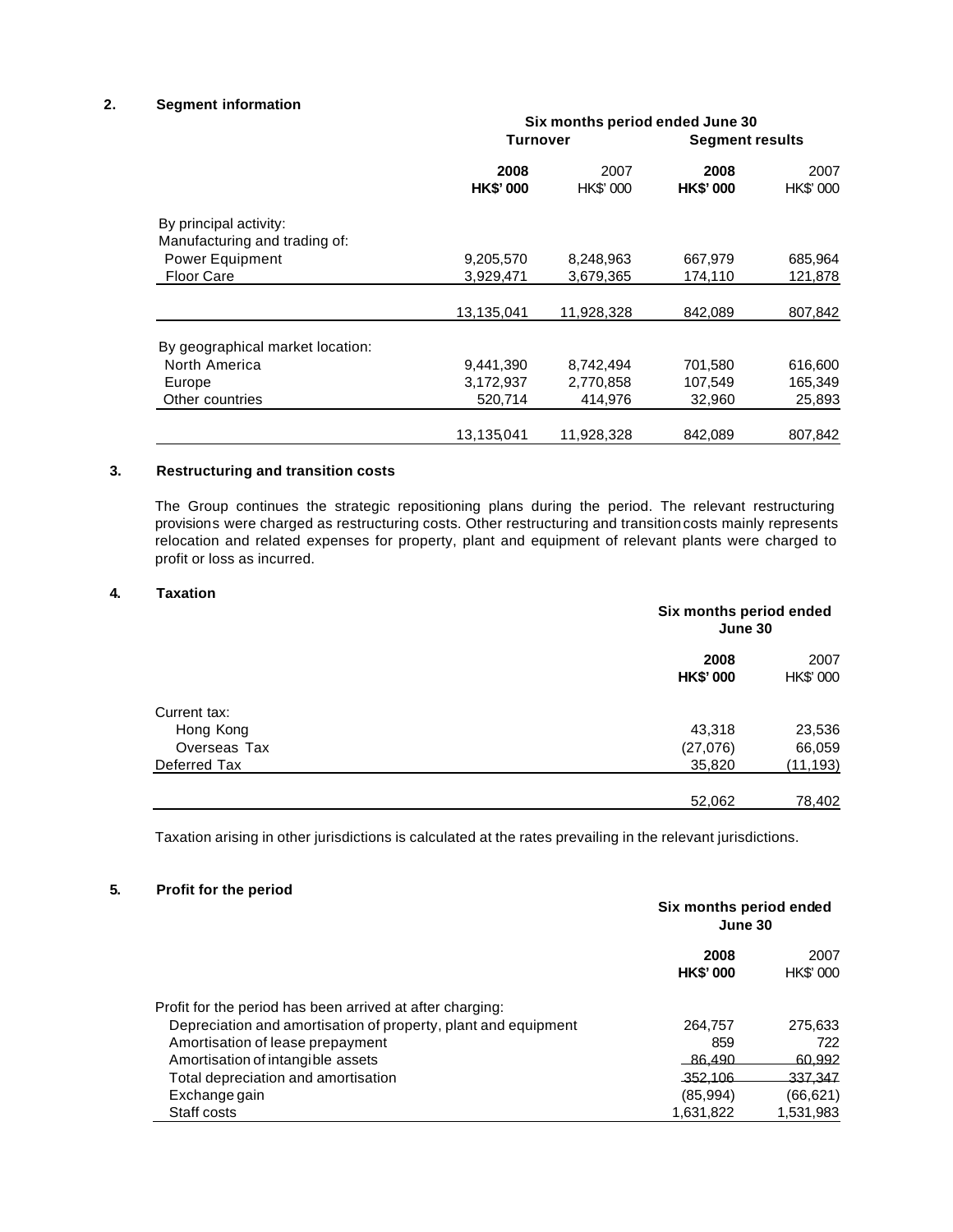## 2. Segment information

| | Six months period ended June 30 | | | |
|---|---|---|---|---|
| | Turnover | | Segment results | |
| | **2008** | 2007 | **2008** | 2007 |
| | **HK$' 000** | HK$' 000 | **HK$' 000** | HK$' 000 |
| By principal activity: | | | | |
| Manufacturing and trading of: | | | | |
| Power Equipment | 9,205,570 | 8,248,963 | 667,979 | 685,964 |
| Floor Care | 3,929,471 | 3,679,365 | 174,110 | 121,878 |
| | 13,135,041 | 11,928,328 | 842,089 | 807,842 |
| By geographical market location: | | | | |
| North America | 9,441,390 | 8,742,494 | 701,580 | 616,600 |
| Europe | 3,172,937 | 2,770,858 | 107,549 | 165,349 |
| Other countries | 520,714 | 414,976 | 32,960 | 25,893 |
| | 13,135,041 | 11,928,328 | 842,089 | 807,842 |

## 3. Restructuring and transition costs

The Group continues the strategic repositioning plans during the period. The relevant restructuring provisions were charged as restructuring costs. Other restructuring and transition costs mainly represents relocation and related expenses for property, plant and equipment of relevant plants were charged to profit or loss as incurred.

## 4. Taxation

| | Six months period ended June 30 | |
|---|---|---|
| | **2008** | 2007 |
| | **HK$' 000** | HK$' 000 |
| Current tax: | | |
| Hong Kong | 43,318 | 23,536 |
| Overseas Tax | (27,076) | 66,059 |
| Deferred Tax | 35,820 | (11,193) |
| | 52,062 | 78,402 |

Taxation arising in other jurisdictions is calculated at the rates prevailing in the relevant jurisdictions.

## 5. Profit for the period

| | Six months period ended June 30 | |
|---|---|---|
| | **2008** | 2007 |
| | **HK$' 000** | HK$' 000 |
| Profit for the period has been arrived at after charging: | | |
| Depreciation and amortisation of property, plant and equipment | 264,757 | 275,633 |
| Amortisation of lease prepayment | 859 | 722 |
| Amortisation of intangible assets | 86,490 | 60,992 |
| Total depreciation and amortisation | 352,106 | 337,347 |
| Exchange gain | (85,994) | (66,621) |
| Staff costs | 1,631,822 | 1,531,983 |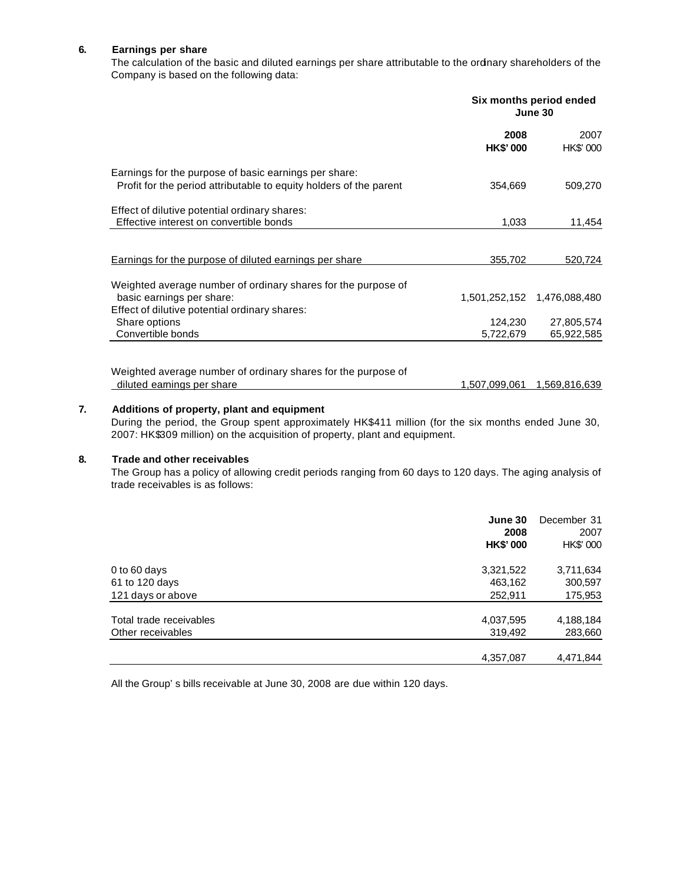## 6. Earnings per share

The calculation of the basic and diluted earnings per share attributable to the ordinary shareholders of the Company is based on the following data:

| | Six months period ended June 30 | |
|---|---|---|
| | **2008** | 2007 |
| | **HK$' 000** | HK$' 000 |
| Earnings for the purpose of basic earnings per share: | | |
| Profit for the period attributable to equity holders of the parent | 354,669 | 509,270 |
| Effect of dilutive potential ordinary shares: | | |
| Effective interest on convertible bonds | 1,033 | 11,454 |
| Earnings for the purpose of diluted earnings per share | 355,702 | 520,724 |
| Weighted average number of ordinary shares for the purpose of basic earnings per share: | 1,501,252,152 | 1,476,088,480 |
| Effect of dilutive potential ordinary shares: | | |
| Share options | 124,230 | 27,805,574 |
| Convertible bonds | 5,722,679 | 65,922,585 |
| Weighted average number of ordinary shares for the purpose of diluted earnings per share | 1,507,099,061 | 1,569,816,639 |

## 7. Additions of property, plant and equipment

During the period, the Group spent approximately HK$411 million (for the six months ended June 30, 2007: HK$309 million) on the acquisition of property, plant and equipment.

## 8. Trade and other receivables

The Group has a policy of allowing credit periods ranging from 60 days to 120 days. The aging analysis of trade receivables is as follows:

| | **June 30 2008** | December 31 2007 |
|---|---|---|
| | **HK$' 000** | HK$' 000 |
| 0 to 60 days | 3,321,522 | 3,711,634 |
| 61 to 120 days | 463,162 | 300,597 |
| 121 days or above | 252,911 | 175,953 |
| Total trade receivables | 4,037,595 | 4,188,184 |
| Other receivables | 319,492 | 283,660 |
| | 4,357,087 | 4,471,844 |

All the Group' s bills receivable at June 30, 2008 are due within 120 days.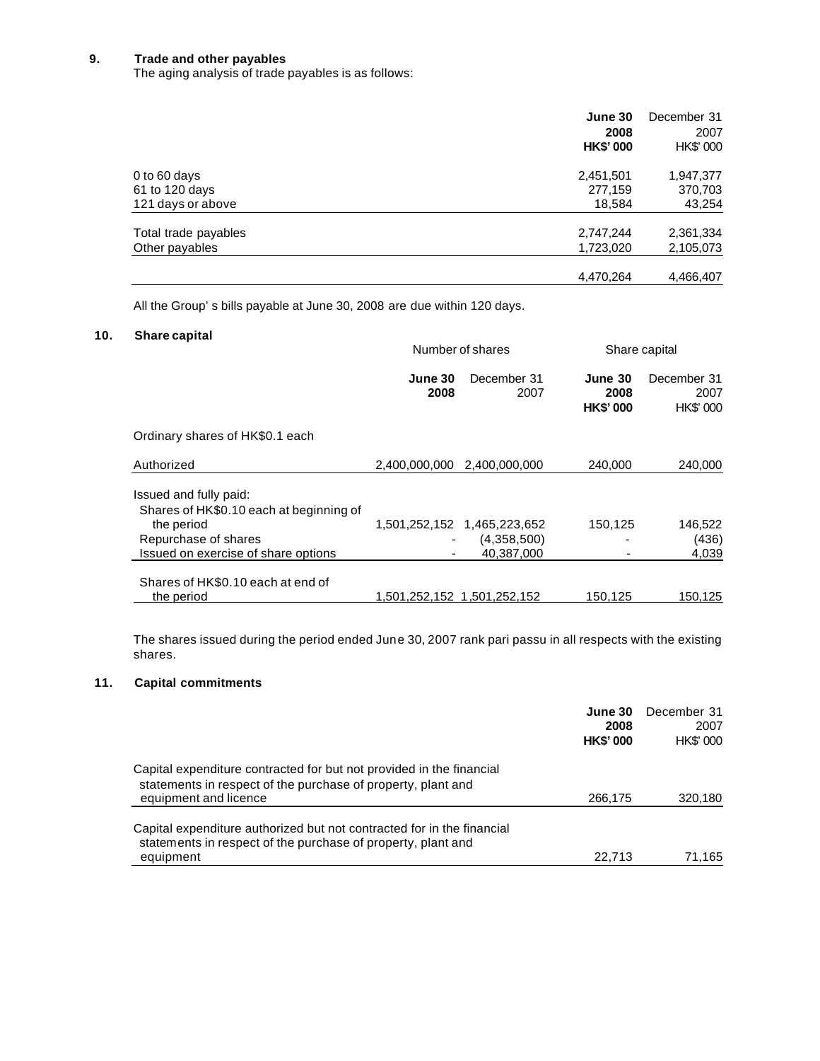## 9. Trade and other payables

The aging analysis of trade payables is as follows:

| | June 30 2008 HK$' 000 | December 31 2007 HK$' 000 |
|---|---|---|
| 0 to 60 days | 2,451,501 | 1,947,377 |
| 61 to 120 days | 277,159 | 370,703 |
| 121 days or above | 18,584 | 43,254 |
| Total trade payables | 2,747,244 | 2,361,334 |
| Other payables | 1,723,020 | 2,105,073 |
| | 4,470,264 | 4,466,407 |

All the Group' s bills payable at June 30, 2008 are due within 120 days.

## 10. Share capital

| | Number of shares | | Share capital | |
|---|---|---|---|---|
| | June 30 2008 | December 31 2007 | June 30 2008 HK$' 000 | December 31 2007 HK$' 000 |
| Ordinary shares of HK$0.1 each | | | | |
| Authorized | 2,400,000,000 | 2,400,000,000 | 240,000 | 240,000 |
| Issued and fully paid: | | | | |
| Shares of HK$0.10 each at beginning of the period | 1,501,252,152 | 1,465,223,652 | 150,125 | 146,522 |
| Repurchase of shares | - | (4,358,500) | - | (436) |
| Issued on exercise of share options | - | 40,387,000 | - | 4,039 |
| Shares of HK$0.10 each at end of the period | 1,501,252,152 | 1,501,252,152 | 150,125 | 150,125 |

The shares issued during the period ended June 30, 2007 rank pari passu in all respects with the existing shares.

## 11. Capital commitments

| | June 30 2008 HK$' 000 | December 31 2007 HK$' 000 |
|---|---|---|
| Capital expenditure contracted for but not provided in the financial statements in respect of the purchase of property, plant and equipment and licence | 266,175 | 320,180 |
| Capital expenditure authorized but not contracted for in the financial statements in respect of the purchase of property, plant and equipment | 22,713 | 71,165 |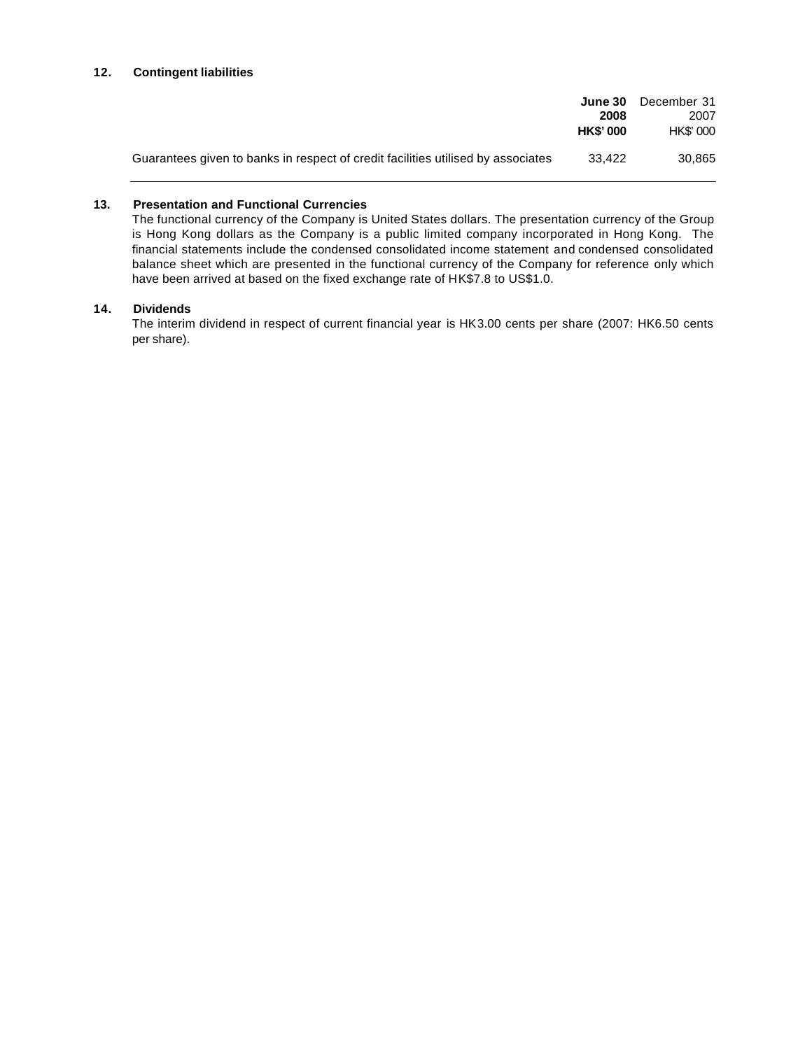### 12. Contingent liabilities

| | **June 30 2008 HK$' 000** | December 31 2007 HK$' 000 |
|---|---|---|
| Guarantees given to banks in respect of credit facilities utilised by associates | 33,422 | 30,865 |

### 13. Presentation and Functional Currencies

The functional currency of the Company is United States dollars. The presentation currency of the Group is Hong Kong dollars as the Company is a public limited company incorporated in Hong Kong. The financial statements include the condensed consolidated income statement and condensed consolidated balance sheet which are presented in the functional currency of the Company for reference only which have been arrived at based on the fixed exchange rate of HK$7.8 to US$1.0.

### 14. Dividends

The interim dividend in respect of current financial year is HK3.00 cents per share (2007: HK6.50 cents per share).